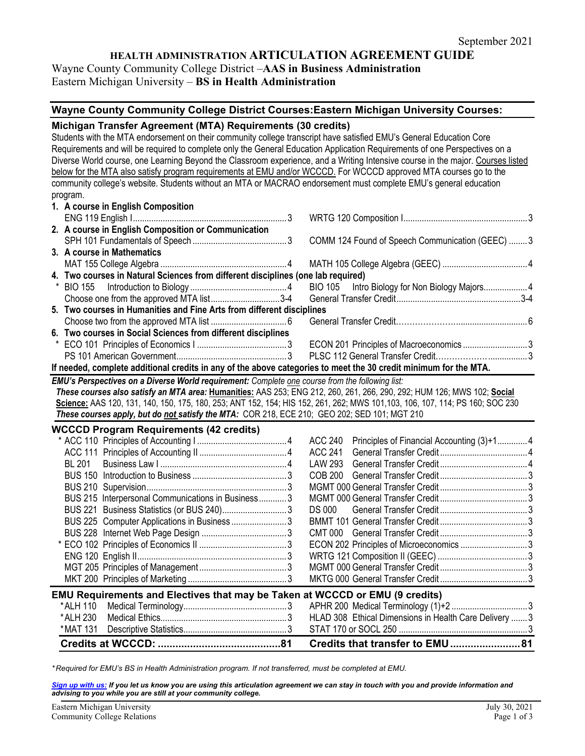September 2021

# HEALTH ADMINISTRATION ARTICULATION AGREEMENT GUIDE

Wayne County Community College District –**AAS in Business Administration**
Eastern Michigan University – **BS in Health Administration**

| Wayne County Community College District Courses: | | Eastern Michigan University Courses: | |
|---|---|---|---|
| **Michigan Transfer Agreement (MTA) Requirements (30 credits)** | | | |

Students with the MTA endorsement on their community college transcript have satisfied EMU's General Education Core Requirements and will be required to complete only the General Education Application Requirements of one Perspectives on a Diverse World course, one Learning Beyond the Classroom experience, and a Writing Intensive course in the major. Courses listed below for the MTA also satisfy program requirements at EMU and/or WCCCD. For WCCCD approved MTA courses go to the community college's website. Students without an MTA or MACRAO endorsement must complete EMU's general education program.

| WCCCD Course | Credits | EMU Course | Credits |
|---|---|---|---|
| **1. A course in English Composition** | | | |
| ENG 119 English I | 3 | WRTG 120 Composition I | 3 |
| **2. A course in English Composition or Communication** | | | |
| SPH 101 Fundamentals of Speech | 3 | COMM 124 Found of Speech Communication (GEEC) | 3 |
| **3. A course in Mathematics** | | | |
| MAT 155 College Algebra | 4 | MATH 105 College Algebra (GEEC) | 4 |
| **4. Two courses in Natural Sciences from different disciplines (one lab required)** | | | |
| * BIO 155 Introduction to Biology | 4 | BIO 105 Intro Biology for Non Biology Majors | 4 |
| Choose one from the approved MTA list | 3-4 | General Transfer Credit | 3-4 |
| **5. Two courses in Humanities and Fine Arts from different disciplines** | | | |
| Choose two from the approved MTA list | 6 | General Transfer Credit | 6 |
| **6. Two courses in Social Sciences from different disciplines** | | | |
| * ECO 101 Principles of Economics I | 3 | ECON 201 Principles of Macroeconomics | 3 |
| PS 101 American Government | 3 | PLSC 112 General Transfer Credit | 3 |

**If needed, complete additional credits in any of the above categories to meet the 30 credit minimum for the MTA.**

***EMU's Perspectives on a Diverse World requirement:*** *Complete one course from the following list:*
***These courses also satisfy an MTA area:*** **Humanities:** AAS 253; ENG 212, 260, 261, 266, 290, 292; HUM 126; MWS 102; **Social Science:** AAS 120, 131, 140, 150, 175, 180, 253; ANT 152, 154; HIS 152, 261, 262; MWS 101,103, 106, 107, 114; PS 160; SOC 230
***These courses apply, but do not satisfy the MTA:*** COR 218, ECE 210; GEO 202; SED 101; MGT 210

## WCCCD Program Requirements (42 credits)

| WCCCD Course | Credits | EMU Course | Credits |
|---|---|---|---|
| * ACC 110 Principles of Accounting I | 4 | ACC 240 Principles of Financial Accounting (3)+1 | 4 |
| ACC 111 Principles of Accounting II | 4 | ACC 241 General Transfer Credit | 4 |
| BL 201 Business Law I | 4 | LAW 293 General Transfer Credit | 4 |
| BUS 150 Introduction to Business | 3 | COB 200 General Transfer Credit | 3 |
| BUS 210 Supervision | 3 | MGMT 000 General Transfer Credit | 3 |
| BUS 215 Interpersonal Communications in Business | 3 | MGMT 000 General Transfer Credit | 3 |
| BUS 221 Business Statistics (or BUS 240) | 3 | DS 000 General Transfer Credit | 3 |
| BUS 225 Computer Applications in Business | 3 | BMMT 101 General Transfer Credit | 3 |
| BUS 228 Internet Web Page Design | 3 | CMT 000 General Transfer Credit | 3 |
| * ECO 102 Principles of Economics II | 3 | ECON 202 Principles of Microeconomics | 3 |
| ENG 120 English II | 3 | WRTG 121 Composition II (GEEC) | 3 |
| MGT 205 Principles of Management | 3 | MGMT 000 General Transfer Credit | 3 |
| MKT 200 Principles of Marketing | 3 | MKTG 000 General Transfer Credit | 3 |

## EMU Requirements and Electives that may be Taken at WCCCD or EMU (9 credits)

| WCCCD Course | Credits | EMU Course | Credits |
|---|---|---|---|
| *ALH 110 Medical Terminology | 3 | APHR 200 Medical Terminology (1)+2 | 3 |
| *ALH 230 Medical Ethics | 3 | HLAD 308 Ethical Dimensions in Health Care Delivery | 3 |
| *MAT 131 Descriptive Statistics | 3 | STAT 170 or SOCL 250 | 3 |
| **Credits at WCCCD:** | **81** | **Credits that transfer to EMU** | **81** |

*\*Required for EMU's BS in Health Administration program. If not transferred, must be completed at EMU.*

***Sign up with us:*** ***If you let us know you are using this articulation agreement we can stay in touch with you and provide information and advising to you while you are still at your community college.***

Eastern Michigan University
Community College Relations

July 30, 2021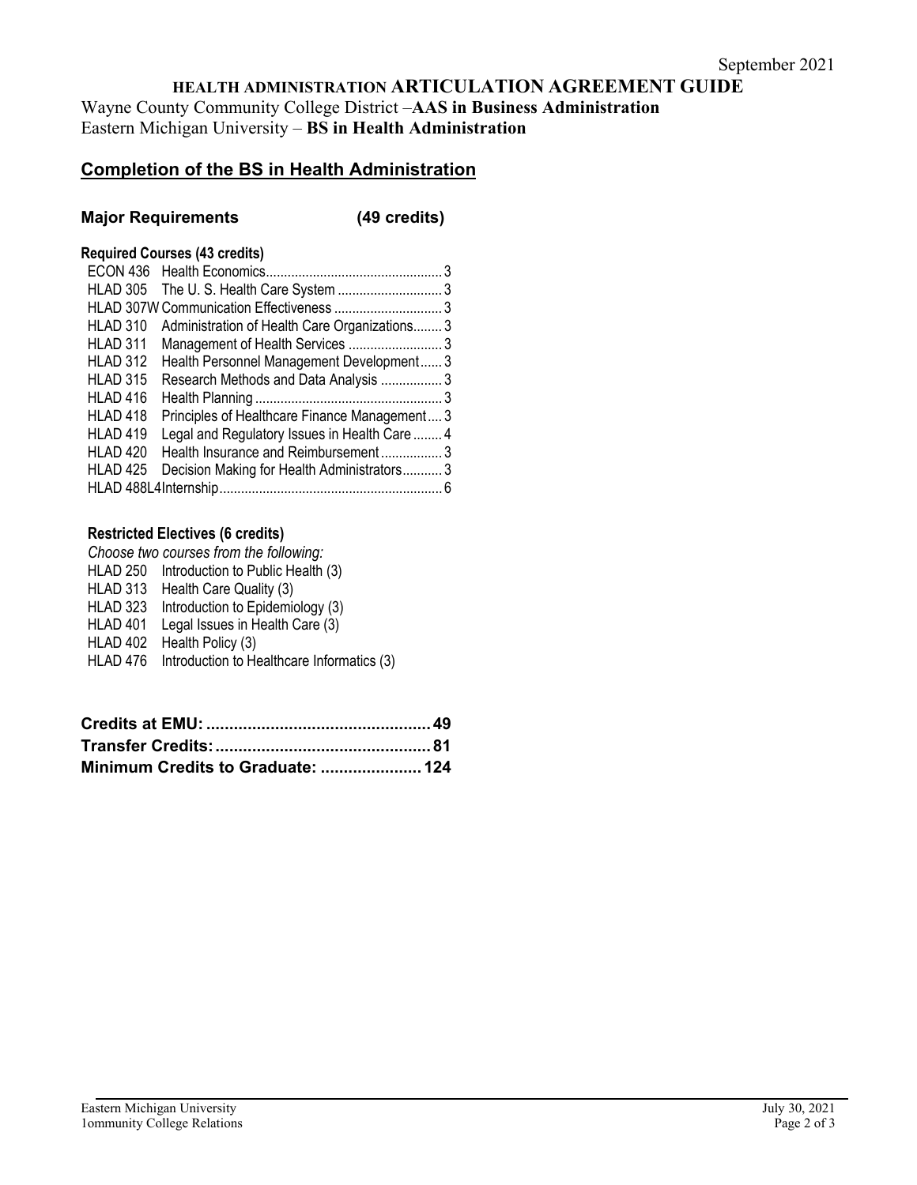September 2021

# HEALTH ADMINISTRATION ARTICULATION AGREEMENT GUIDE

Wayne County Community College District –**AAS in Business Administration**
Eastern Michigan University – **BS in Health Administration**

## Completion of the BS in Health Administration

### Major Requirements (49 credits)

**Required Courses (43 credits)**

| Course | Title | Credits |
|---|---|---|
| ECON 436 | Health Economics | 3 |
| HLAD 305 | The U. S. Health Care System | 3 |
| HLAD 307W | Communication Effectiveness | 3 |
| HLAD 310 | Administration of Health Care Organizations | 3 |
| HLAD 311 | Management of Health Services | 3 |
| HLAD 312 | Health Personnel Management Development | 3 |
| HLAD 315 | Research Methods and Data Analysis | 3 |
| HLAD 416 | Health Planning | 3 |
| HLAD 418 | Principles of Healthcare Finance Management | 3 |
| HLAD 419 | Legal and Regulatory Issues in Health Care | 4 |
| HLAD 420 | Health Insurance and Reimbursement | 3 |
| HLAD 425 | Decision Making for Health Administrators | 3 |
| HLAD 488L4 | Internship | 6 |

**Restricted Electives (6 credits)**

*Choose two courses from the following:*

- HLAD 250 Introduction to Public Health (3)
- HLAD 313 Health Care Quality (3)
- HLAD 323 Introduction to Epidemiology (3)
- HLAD 401 Legal Issues in Health Care (3)
- HLAD 402 Health Policy (3)
- HLAD 476 Introduction to Healthcare Informatics (3)

| | |
|---|---|
| **Credits at EMU:** | **49** |
| **Transfer Credits:** | **81** |
| **Minimum Credits to Graduate:** | **124** |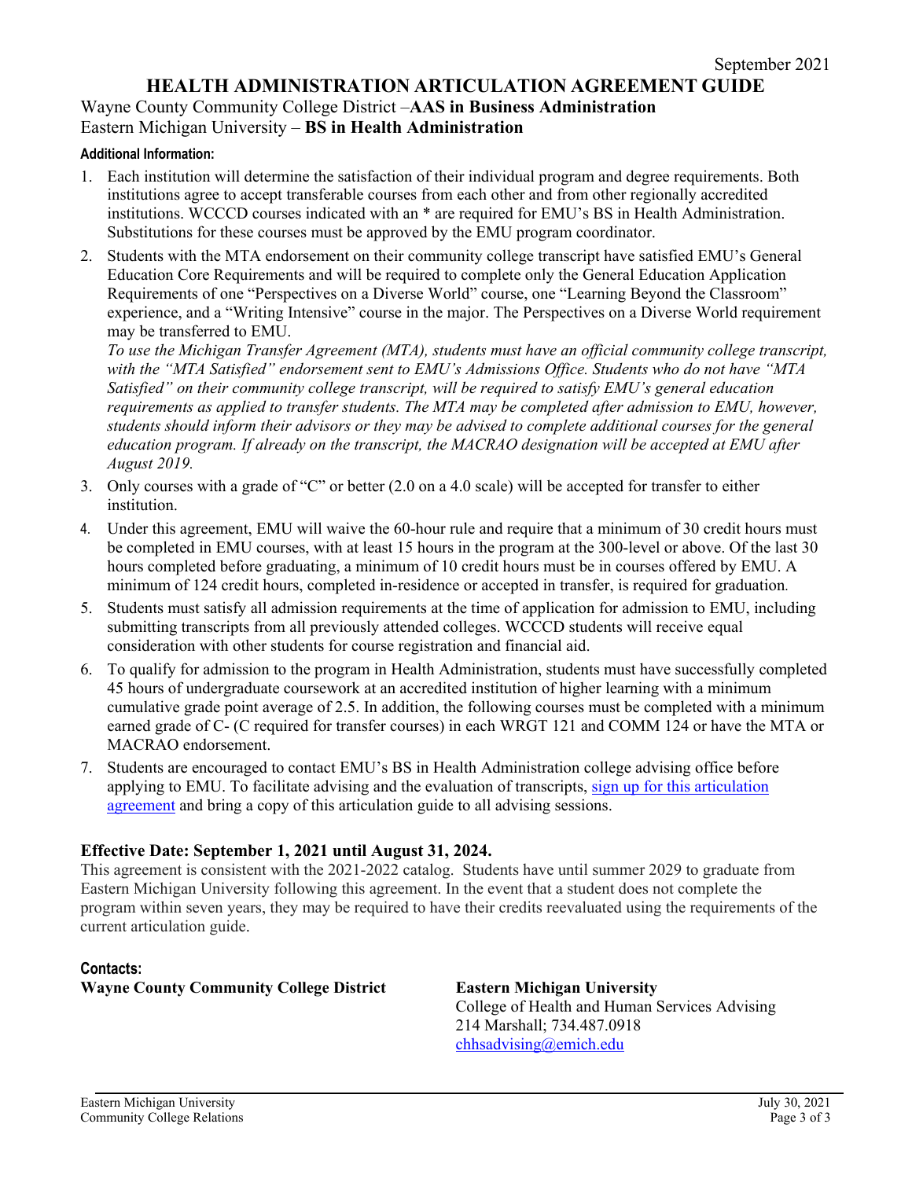September 2021

# HEALTH ADMINISTRATION ARTICULATION AGREEMENT GUIDE

Wayne County Community College District –**AAS in Business Administration**
Eastern Michigan University – **BS in Health Administration**

**Additional Information:**

1. Each institution will determine the satisfaction of their individual program and degree requirements. Both institutions agree to accept transferable courses from each other and from other regionally accredited institutions. WCCCD courses indicated with an * are required for EMU's BS in Health Administration. Substitutions for these courses must be approved by the EMU program coordinator.
2. Students with the MTA endorsement on their community college transcript have satisfied EMU's General Education Core Requirements and will be required to complete only the General Education Application Requirements of one "Perspectives on a Diverse World" course, one "Learning Beyond the Classroom" experience, and a "Writing Intensive" course in the major. The Perspectives on a Diverse World requirement may be transferred to EMU.
   *To use the Michigan Transfer Agreement (MTA), students must have an official community college transcript, with the "MTA Satisfied" endorsement sent to EMU's Admissions Office. Students who do not have "MTA Satisfied" on their community college transcript, will be required to satisfy EMU's general education requirements as applied to transfer students. The MTA may be completed after admission to EMU, however, students should inform their advisors or they may be advised to complete additional courses for the general education program. If already on the transcript, the MACRAO designation will be accepted at EMU after August 2019.*
3. Only courses with a grade of "C" or better (2.0 on a 4.0 scale) will be accepted for transfer to either institution.
4. Under this agreement, EMU will waive the 60-hour rule and require that a minimum of 30 credit hours must be completed in EMU courses, with at least 15 hours in the program at the 300-level or above. Of the last 30 hours completed before graduating, a minimum of 10 credit hours must be in courses offered by EMU. A minimum of 124 credit hours, completed in-residence or accepted in transfer, is required for graduation.
5. Students must satisfy all admission requirements at the time of application for admission to EMU, including submitting transcripts from all previously attended colleges. WCCCD students will receive equal consideration with other students for course registration and financial aid.
6. To qualify for admission to the program in Health Administration, students must have successfully completed 45 hours of undergraduate coursework at an accredited institution of higher learning with a minimum cumulative grade point average of 2.5. In addition, the following courses must be completed with a minimum earned grade of C- (C required for transfer courses) in each WRGT 121 and COMM 124 or have the MTA or MACRAO endorsement.
7. Students are encouraged to contact EMU's BS in Health Administration college advising office before applying to EMU. To facilitate advising and the evaluation of transcripts, sign up for this articulation agreement and bring a copy of this articulation guide to all advising sessions.

**Effective Date: September 1, 2021 until August 31, 2024.**

This agreement is consistent with the 2021-2022 catalog. Students have until summer 2029 to graduate from Eastern Michigan University following this agreement. In the event that a student does not complete the program within seven years, they may be required to have their credits reevaluated using the requirements of the current articulation guide.

**Contacts:**

**Wayne County Community College District**

**Eastern Michigan University**
College of Health and Human Services Advising
214 Marshall; 734.487.0918
chhsadvising@emich.edu